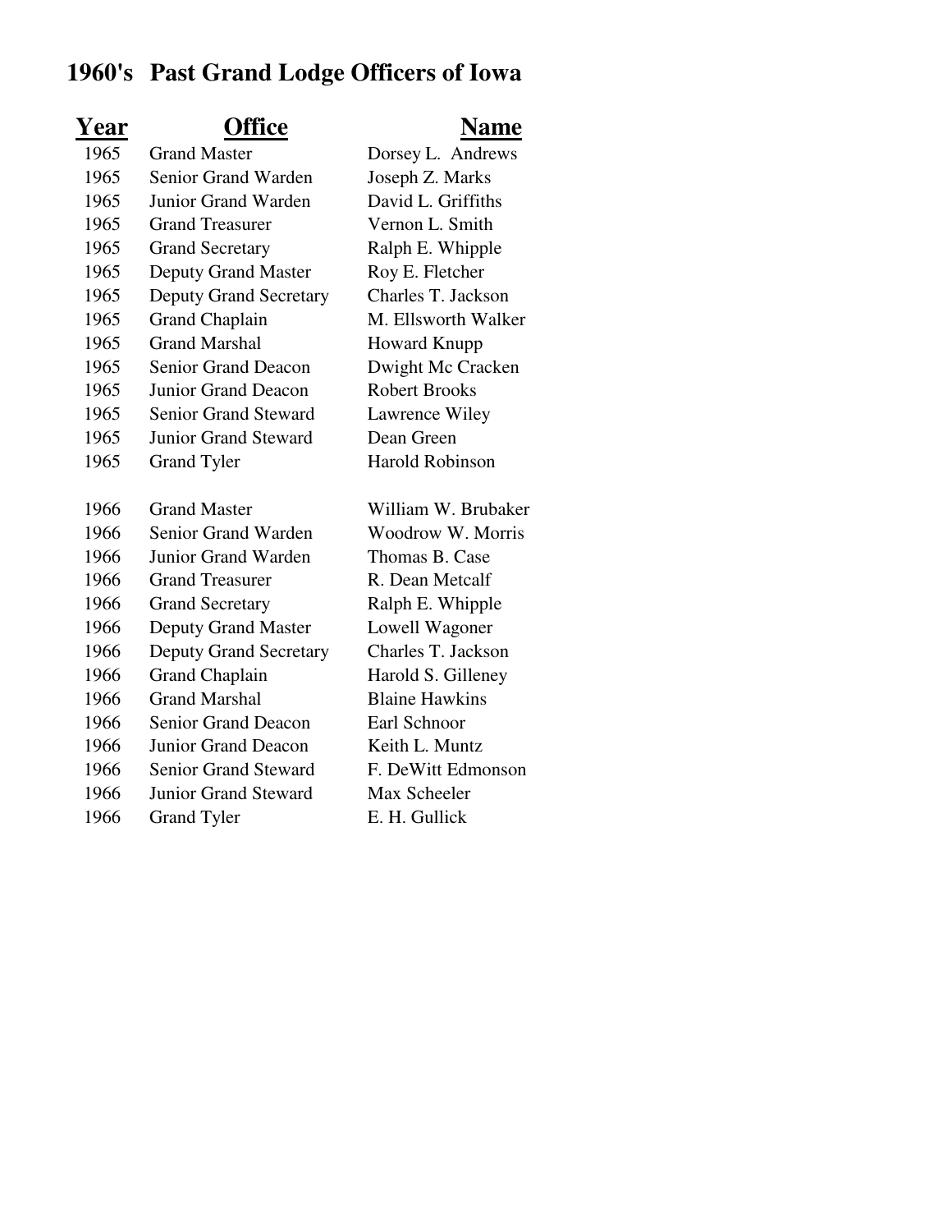# 1960's Past Grand Lodge Officers of Iowa

| Year | Office | Name |
|---|---|---|
| 1965 | Grand Master | Dorsey L. Andrews |
| 1965 | Senior Grand Warden | Joseph Z. Marks |
| 1965 | Junior Grand Warden | David L. Griffiths |
| 1965 | Grand Treasurer | Vernon L. Smith |
| 1965 | Grand Secretary | Ralph E. Whipple |
| 1965 | Deputy Grand Master | Roy E. Fletcher |
| 1965 | Deputy Grand Secretary | Charles T. Jackson |
| 1965 | Grand Chaplain | M. Ellsworth Walker |
| 1965 | Grand Marshal | Howard Knupp |
| 1965 | Senior Grand Deacon | Dwight Mc Cracken |
| 1965 | Junior Grand Deacon | Robert Brooks |
| 1965 | Senior Grand Steward | Lawrence Wiley |
| 1965 | Junior Grand Steward | Dean Green |
| 1965 | Grand Tyler | Harold Robinson |
| | | |
| 1966 | Grand Master | William W. Brubaker |
| 1966 | Senior Grand Warden | Woodrow W. Morris |
| 1966 | Junior Grand Warden | Thomas B. Case |
| 1966 | Grand Treasurer | R. Dean Metcalf |
| 1966 | Grand Secretary | Ralph E. Whipple |
| 1966 | Deputy Grand Master | Lowell Wagoner |
| 1966 | Deputy Grand Secretary | Charles T. Jackson |
| 1966 | Grand Chaplain | Harold S. Gilleney |
| 1966 | Grand Marshal | Blaine Hawkins |
| 1966 | Senior Grand Deacon | Earl Schnoor |
| 1966 | Junior Grand Deacon | Keith L. Muntz |
| 1966 | Senior Grand Steward | F. DeWitt Edmonson |
| 1966 | Junior Grand Steward | Max Scheeler |
| 1966 | Grand Tyler | E. H. Gullick |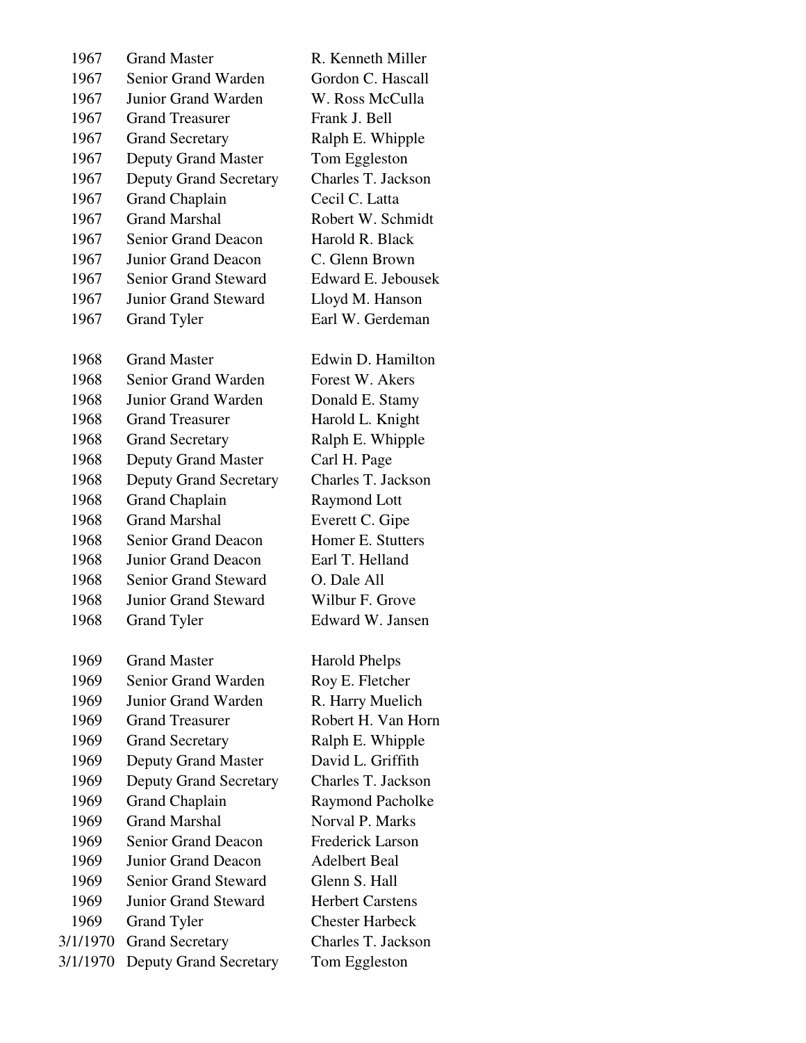| | | |
|---|---|---|
| 1967 | Grand Master | R. Kenneth Miller |
| 1967 | Senior Grand Warden | Gordon C. Hascall |
| 1967 | Junior Grand Warden | W. Ross McCulla |
| 1967 | Grand Treasurer | Frank J. Bell |
| 1967 | Grand Secretary | Ralph E. Whipple |
| 1967 | Deputy Grand Master | Tom Eggleston |
| 1967 | Deputy Grand Secretary | Charles T. Jackson |
| 1967 | Grand Chaplain | Cecil C. Latta |
| 1967 | Grand Marshal | Robert W. Schmidt |
| 1967 | Senior Grand Deacon | Harold R. Black |
| 1967 | Junior Grand Deacon | C. Glenn Brown |
| 1967 | Senior Grand Steward | Edward E. Jebousek |
| 1967 | Junior Grand Steward | Lloyd M. Hanson |
| 1967 | Grand Tyler | Earl W. Gerdeman |
| | | |
| 1968 | Grand Master | Edwin D. Hamilton |
| 1968 | Senior Grand Warden | Forest W. Akers |
| 1968 | Junior Grand Warden | Donald E. Stamy |
| 1968 | Grand Treasurer | Harold L. Knight |
| 1968 | Grand Secretary | Ralph E. Whipple |
| 1968 | Deputy Grand Master | Carl H. Page |
| 1968 | Deputy Grand Secretary | Charles T. Jackson |
| 1968 | Grand Chaplain | Raymond Lott |
| 1968 | Grand Marshal | Everett C. Gipe |
| 1968 | Senior Grand Deacon | Homer E. Stutters |
| 1968 | Junior Grand Deacon | Earl T. Helland |
| 1968 | Senior Grand Steward | O. Dale All |
| 1968 | Junior Grand Steward | Wilbur F. Grove |
| 1968 | Grand Tyler | Edward W. Jansen |
| | | |
| 1969 | Grand Master | Harold Phelps |
| 1969 | Senior Grand Warden | Roy E. Fletcher |
| 1969 | Junior Grand Warden | R. Harry Muelich |
| 1969 | Grand Treasurer | Robert H. Van Horn |
| 1969 | Grand Secretary | Ralph E. Whipple |
| 1969 | Deputy Grand Master | David L. Griffith |
| 1969 | Deputy Grand Secretary | Charles T. Jackson |
| 1969 | Grand Chaplain | Raymond Pacholke |
| 1969 | Grand Marshal | Norval P. Marks |
| 1969 | Senior Grand Deacon | Frederick Larson |
| 1969 | Junior Grand Deacon | Adelbert Beal |
| 1969 | Senior Grand Steward | Glenn S. Hall |
| 1969 | Junior Grand Steward | Herbert Carstens |
| 1969 | Grand Tyler | Chester Harbeck |
| 3/1/1970 | Grand Secretary | Charles T. Jackson |
| 3/1/1970 | Deputy Grand Secretary | Tom Eggleston |